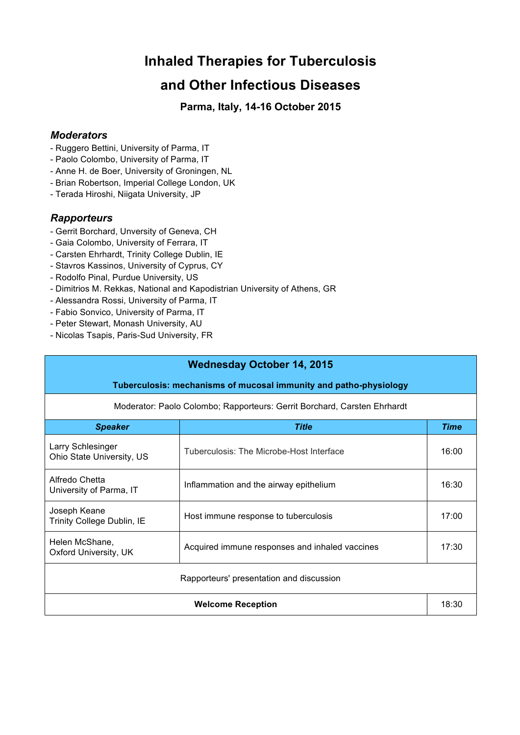# Inhaled Therapies for Tuberculosis and Other Infectious Diseases

### Parma, Italy, 14-16 October 2015

## *Moderators*

- Ruggero Bettini, University of Parma, IT
- Paolo Colombo, University of Parma, IT
- Anne H. de Boer, University of Groningen, NL
- Brian Robertson, Imperial College London, UK
- Terada Hiroshi, Niigata University, JP

## *Rapporteurs*

- Gerrit Borchard, Unversity of Geneva, CH
- Gaia Colombo, University of Ferrara, IT
- Carsten Ehrhardt, Trinity College Dublin, IE
- Stavros Kassinos, University of Cyprus, CY
- Rodolfo Pinal, Purdue University, US
- Dimitrios M. Rekkas, National and Kapodistrian University of Athens, GR
- Alessandra Rossi, University of Parma, IT
- Fabio Sonvico, University of Parma, IT
- Peter Stewart, Monash University, AU
- Nicolas Tsapis, Paris-Sud University, FR

| **Wednesday October 14, 2015** | | |
|---|---|---|
| **Tuberculosis: mechanisms of mucosal immunity and patho-physiology** | | |
| Moderator: Paolo Colombo; Rapporteurs: Gerrit Borchard, Carsten Ehrhardt | | |
| ***Speaker*** | ***Title*** | ***Time*** |
| Larry Schlesinger<br>Ohio State University, US | Tuberculosis: The Microbe-Host Interface | 16:00 |
| Alfredo Chetta<br>University of Parma, IT | Inflammation and the airway epithelium | 16:30 |
| Joseph Keane<br>Trinity College Dublin, IE | Host immune response to tuberculosis | 17:00 |
| Helen McShane,<br>Oxford University, UK | Acquired immune responses and inhaled vaccines | 17:30 |
| Rapporteurs' presentation and discussion | | |
| **Welcome Reception** | | 18:30 |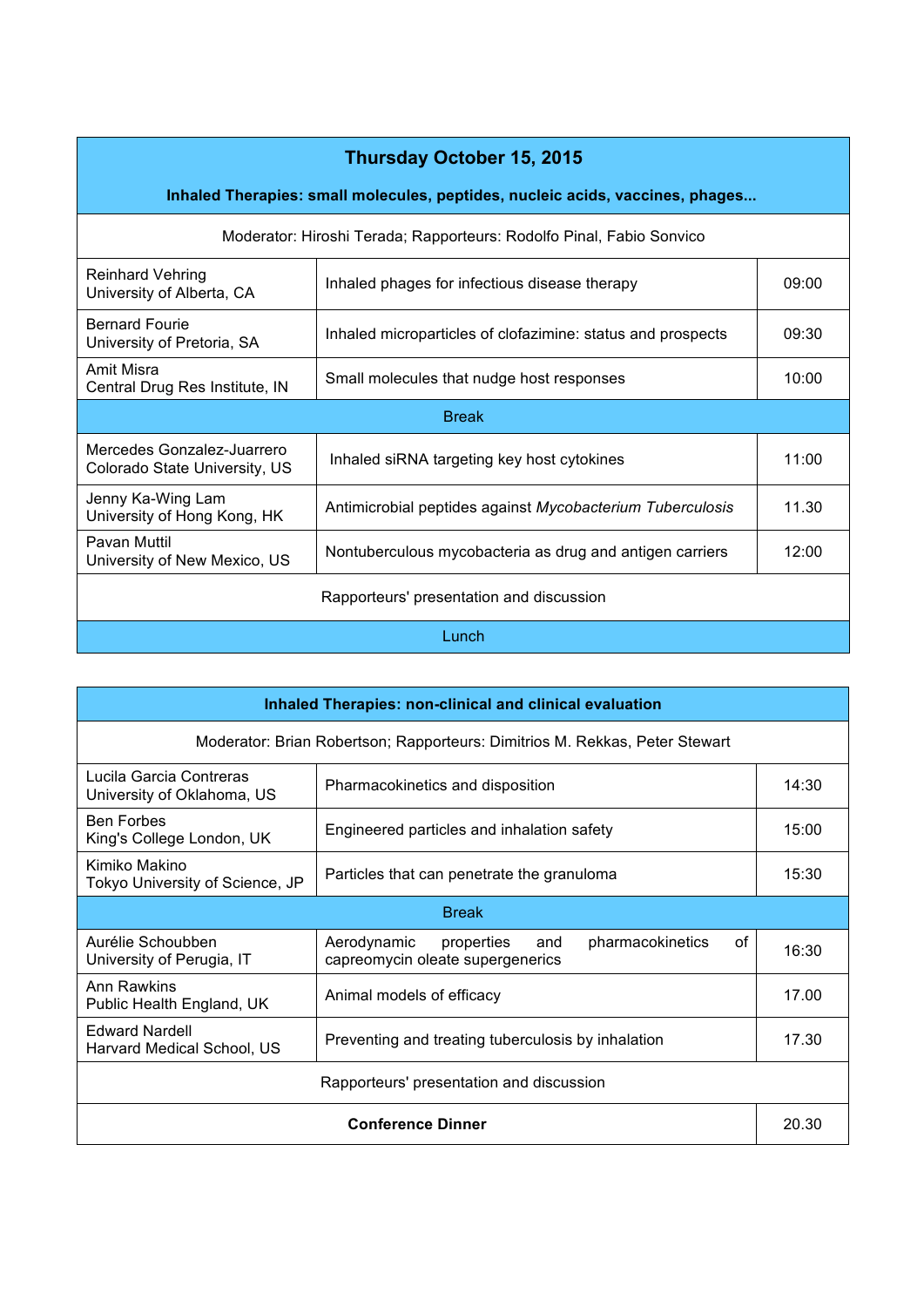## Thursday October 15, 2015

### Inhaled Therapies: small molecules, peptides, nucleic acids, vaccines, phages...

Moderator: Hiroshi Terada; Rapporteurs: Rodolfo Pinal, Fabio Sonvico

| Speaker | Title | Time |
|---|---|---|
| Reinhard Vehring<br>University of Alberta, CA | Inhaled phages for infectious disease therapy | 09:00 |
| Bernard Fourie<br>University of Pretoria, SA | Inhaled microparticles of clofazimine: status and prospects | 09:30 |
| Amit Misra<br>Central Drug Res Institute, IN | Small molecules that nudge host responses | 10:00 |
| Break | | |
| Mercedes Gonzalez-Juarrero<br>Colorado State University, US | Inhaled siRNA targeting key host cytokines | 11:00 |
| Jenny Ka-Wing Lam<br>University of Hong Kong, HK | Antimicrobial peptides against *Mycobacterium Tuberculosis* | 11.30 |
| Pavan Muttil<br>University of New Mexico, US | Nontuberculous mycobacteria as drug and antigen carriers | 12:00 |
| Rapporteurs' presentation and discussion | | |
| Lunch | | |

### Inhaled Therapies: non-clinical and clinical evaluation

Moderator: Brian Robertson; Rapporteurs: Dimitrios M. Rekkas, Peter Stewart

| Speaker | Title | Time |
|---|---|---|
| Lucila Garcia Contreras<br>University of Oklahoma, US | Pharmacokinetics and disposition | 14:30 |
| Ben Forbes<br>King's College London, UK | Engineered particles and inhalation safety | 15:00 |
| Kimiko Makino<br>Tokyo University of Science, JP | Particles that can penetrate the granuloma | 15:30 |
| Break | | |
| Aurélie Schoubben<br>University of Perugia, IT | Aerodynamic properties and pharmacokinetics of capreomycin oleate supergenerics | 16:30 |
| Ann Rawkins<br>Public Health England, UK | Animal models of efficacy | 17.00 |
| Edward Nardell<br>Harvard Medical School, US | Preventing and treating tuberculosis by inhalation | 17.30 |
| Rapporteurs' presentation and discussion | | |
| **Conference Dinner** | | 20.30 |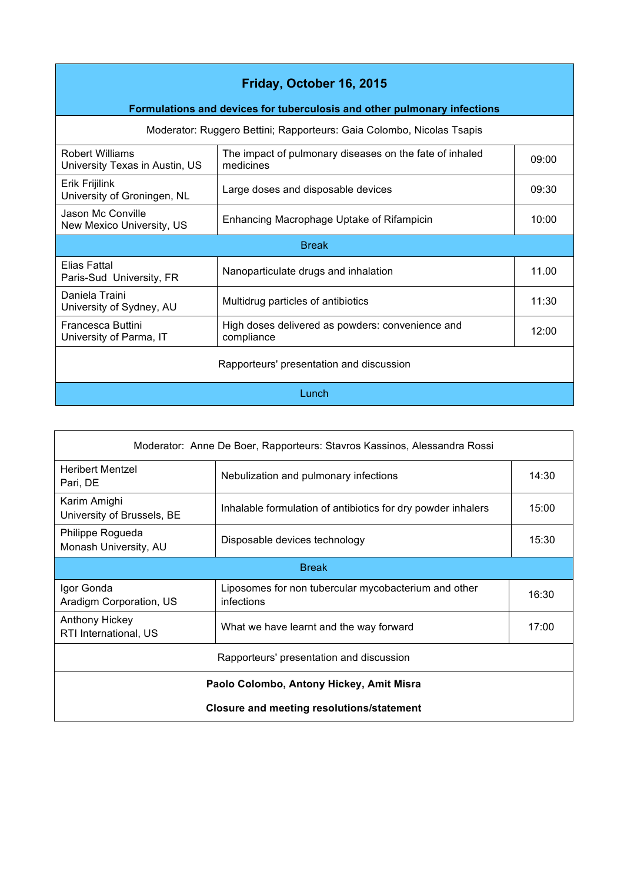## Friday, October 16, 2015

**Formulations and devices for tuberculosis and other pulmonary infections**

| | | |
|---|---|---|
| Moderator: Ruggero Bettini; Rapporteurs: Gaia Colombo, Nicolas Tsapis | | |
| Robert Williams<br>University Texas in Austin, US | The impact of pulmonary diseases on the fate of inhaled medicines | 09:00 |
| Erik Frijilink<br>University of Groningen, NL | Large doses and disposable devices | 09:30 |
| Jason Mc Conville<br>New Mexico University, US | Enhancing Macrophage Uptake of Rifampicin | 10:00 |
| Break | | |
| Elias Fattal<br>Paris-Sud University, FR | Nanoparticulate drugs and inhalation | 11.00 |
| Daniela Traini<br>University of Sydney, AU | Multidrug particles of antibiotics | 11:30 |
| Francesca Buttini<br>University of Parma, IT | High doses delivered as powders: convenience and compliance | 12:00 |
| Rapporteurs' presentation and discussion | | |
| Lunch | | |

| | | |
|---|---|---|
| Moderator: Anne De Boer, Rapporteurs: Stavros Kassinos, Alessandra Rossi | | |
| Heribert Mentzel<br>Pari, DE | Nebulization and pulmonary infections | 14:30 |
| Karim Amighi<br>University of Brussels, BE | Inhalable formulation of antibiotics for dry powder inhalers | 15:00 |
| Philippe Rogueda<br>Monash University, AU | Disposable devices technology | 15:30 |
| Break | | |
| Igor Gonda<br>Aradigm Corporation, US | Liposomes for non tubercular mycobacterium and other infections | 16:30 |
| Anthony Hickey<br>RTI International, US | What we have learnt and the way forward | 17:00 |
| Rapporteurs' presentation and discussion | | |
| **Paolo Colombo, Antony Hickey, Amit Misra**<br>**Closure and meeting resolutions/statement** | | |